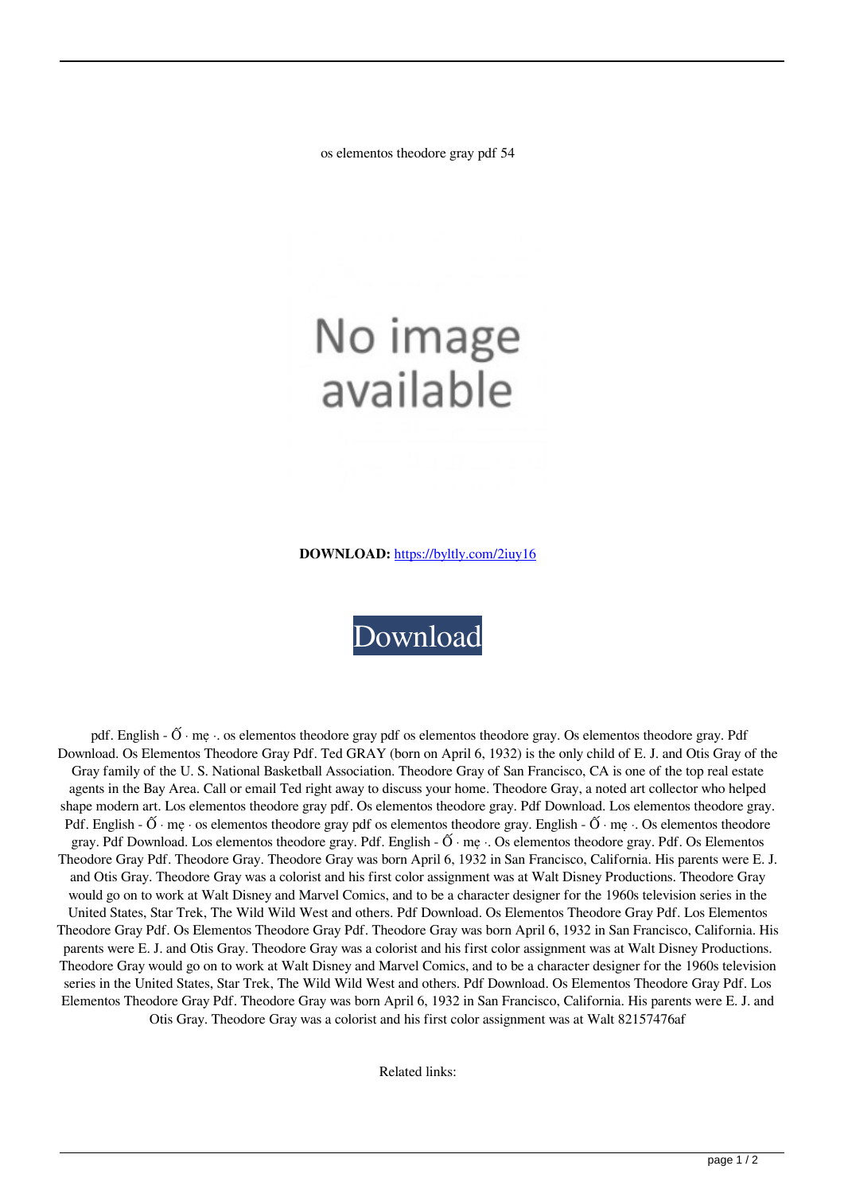os elementos theodore gray pdf 54

No image available

**DOWNLOAD:** https://byltly.com/2iuy16

Download

pdf. English - Ố · mẹ ·. os elementos theodore gray pdf os elementos theodore gray. Os elementos theodore gray. Pdf Download. Os Elementos Theodore Gray Pdf. Ted GRAY (born on April 6, 1932) is the only child of E. J. and Otis Gray of the Gray family of the U. S. National Basketball Association. Theodore Gray of San Francisco, CA is one of the top real estate agents in the Bay Area. Call or email Ted right away to discuss your home. Theodore Gray, a noted art collector who helped shape modern art. Los elementos theodore gray pdf. Os elementos theodore gray. Pdf Download. Los elementos theodore gray. Pdf. English - Ố · mẹ · os elementos theodore gray pdf os elementos theodore gray. English - Ố · mẹ ·. Os elementos theodore gray. Pdf Download. Los elementos theodore gray. Pdf. English - Ố · mẹ ·. Os elementos theodore gray. Pdf. Os Elementos Theodore Gray Pdf. Theodore Gray. Theodore Gray was born April 6, 1932 in San Francisco, California. His parents were E. J. and Otis Gray. Theodore Gray was a colorist and his first color assignment was at Walt Disney Productions. Theodore Gray would go on to work at Walt Disney and Marvel Comics, and to be a character designer for the 1960s television series in the United States, Star Trek, The Wild Wild West and others. Pdf Download. Os Elementos Theodore Gray Pdf. Los Elementos Theodore Gray Pdf. Os Elementos Theodore Gray Pdf. Theodore Gray was born April 6, 1932 in San Francisco, California. His parents were E. J. and Otis Gray. Theodore Gray was a colorist and his first color assignment was at Walt Disney Productions. Theodore Gray would go on to work at Walt Disney and Marvel Comics, and to be a character designer for the 1960s television series in the United States, Star Trek, The Wild Wild West and others. Pdf Download. Os Elementos Theodore Gray Pdf. Los Elementos Theodore Gray Pdf. Theodore Gray was born April 6, 1932 in San Francisco, California. His parents were E. J. and Otis Gray. Theodore Gray was a colorist and his first color assignment was at Walt 82157476af

Related links: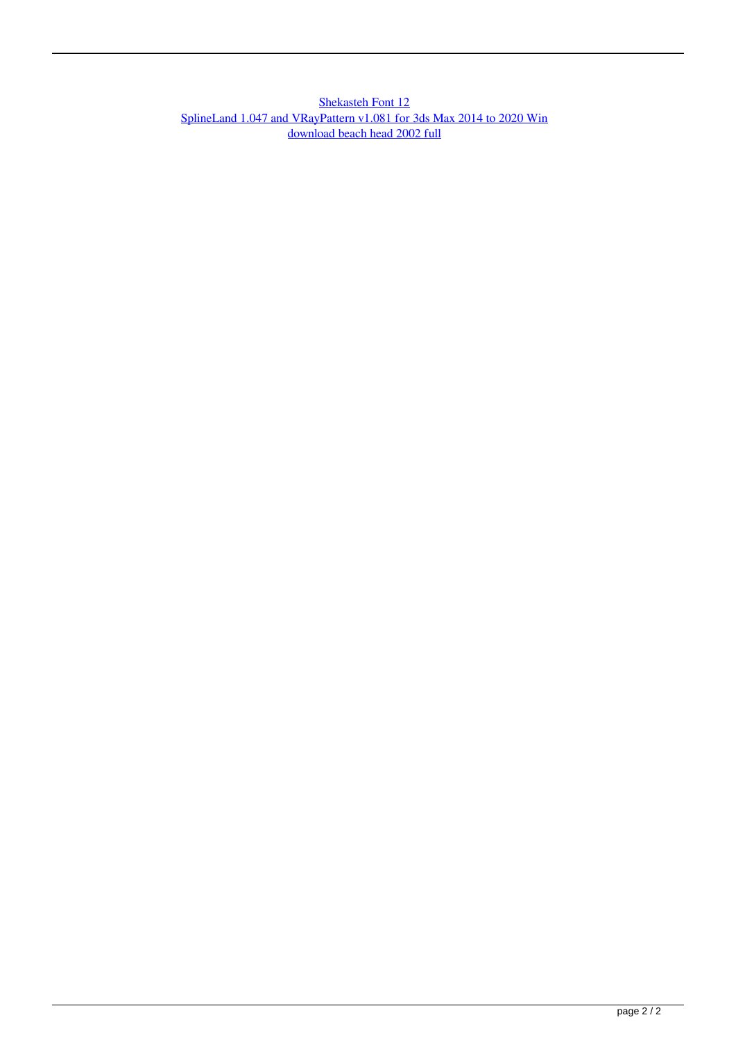Shekasteh Font 12
SplineLand 1.047 and VRayPattern v1.081 for 3ds Max 2014 to 2020 Win
download beach head 2002 full